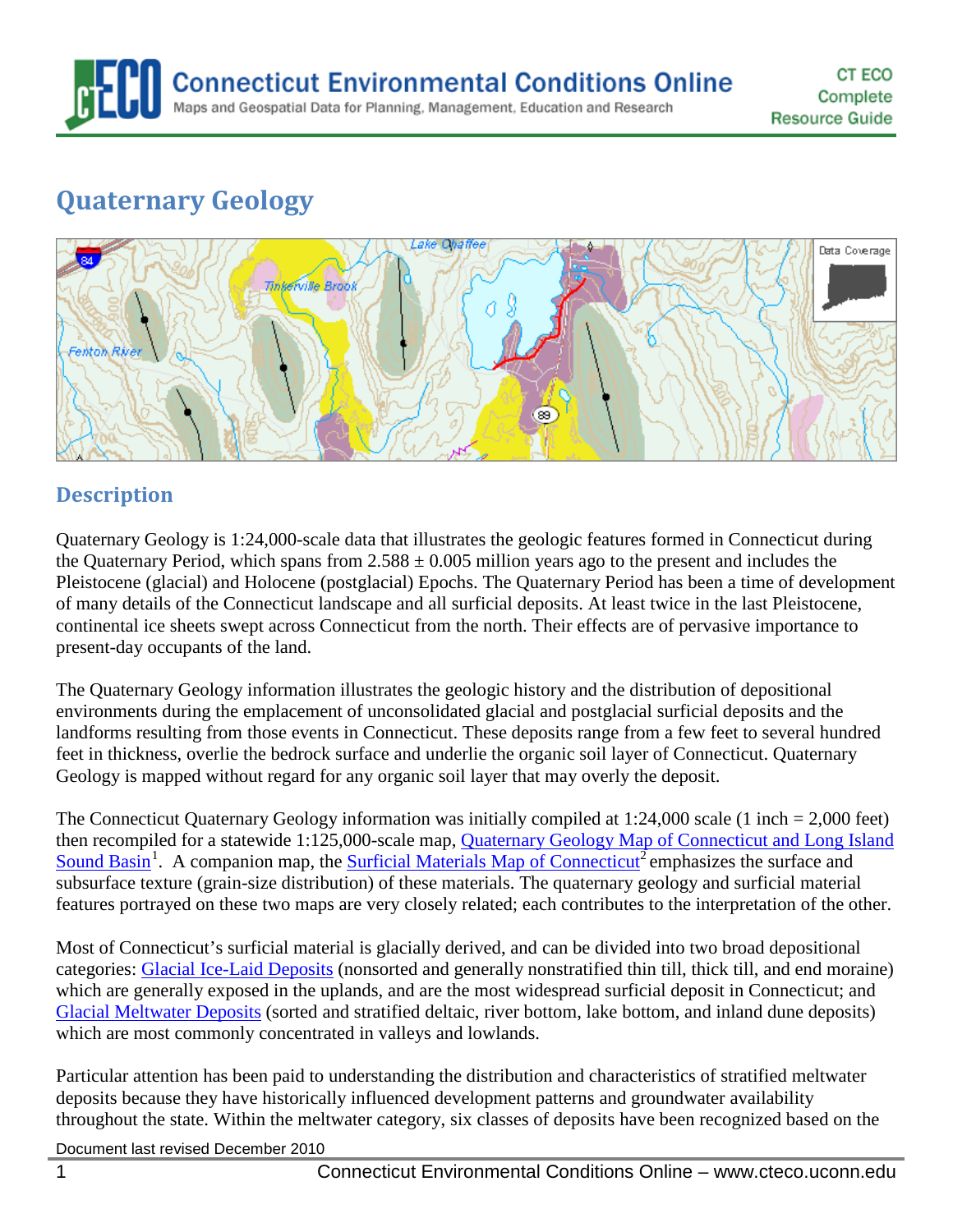# Quaternary Geology

## Description

Quaternary Geology is 1:24,000-scale data that illustrates the geologic features formed in Connecticut during the Quaternary Period, which spans from 2.588 ± 0.005 million years ago to the present and includes the Pleistocene (glacial) and Holocene (postglacial) Epochs. The Quaternary Period has been a time of development of many details of the Connecticut landscape and all surficial deposits. At least twice in the last Pleistocene, continental ice sheets swept across Connecticut from the north. Their effects are of pervasive importance to present-day occupants of the land.

The Quaternary Geology information illustrates the geologic history and the distribution of depositional environments during the emplacement of unconsolidated glacial and postglacial surficial deposits and the landforms resulting from those events in Connecticut. These deposits range from a few feet to several hundred feet in thickness, overlie the bedrock surface and underlie the organic soil layer of Connecticut. Quaternary Geology is mapped without regard for any organic soil layer that may overly the deposit.

The Connecticut Quaternary Geology information was initially compiled at 1:24,000 scale (1 inch = 2,000 feet) then recompiled for a statewide 1:125,000-scale map, Quaternary Geology Map of Connecticut and Long Island Sound Basin[1]. A companion map, the Surficial Materials Map of Connecticut[2] emphasizes the surface and subsurface texture (grain-size distribution) of these materials. The quaternary geology and surficial material features portrayed on these two maps are very closely related; each contributes to the interpretation of the other.

Most of Connecticut's surficial material is glacially derived, and can be divided into two broad depositional categories: Glacial Ice-Laid Deposits (nonsorted and generally nonstratified thin till, thick till, and end moraine) which are generally exposed in the uplands, and are the most widespread surficial deposit in Connecticut; and Glacial Meltwater Deposits (sorted and stratified deltaic, river bottom, lake bottom, and inland dune deposits) which are most commonly concentrated in valleys and lowlands.

Particular attention has been paid to understanding the distribution and characteristics of stratified meltwater deposits because they have historically influenced development patterns and groundwater availability throughout the state. Within the meltwater category, six classes of deposits have been recognized based on the

Document last revised December 2010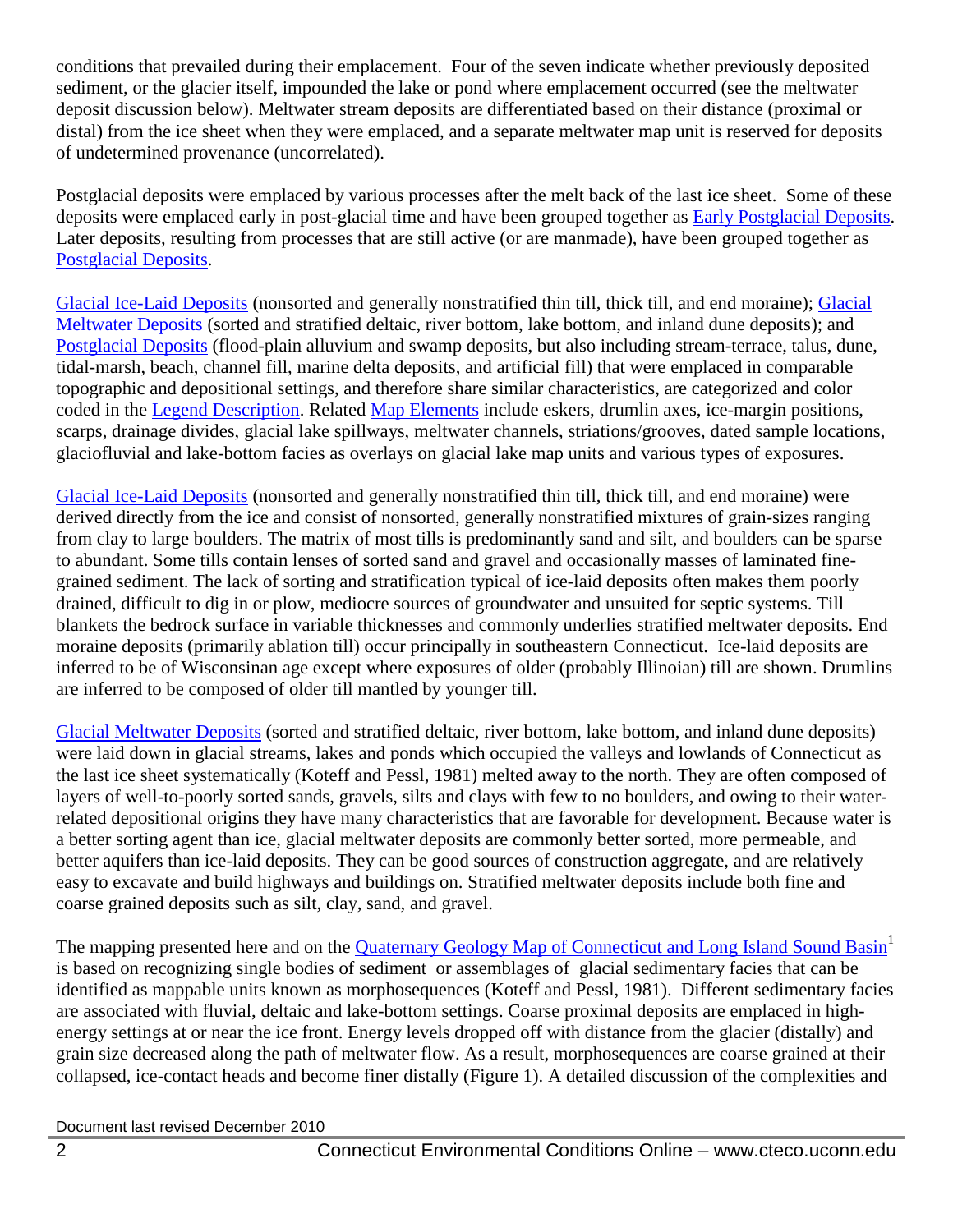conditions that prevailed during their emplacement. Four of the seven indicate whether previously deposited sediment, or the glacier itself, impounded the lake or pond where emplacement occurred (see the meltwater deposit discussion below). Meltwater stream deposits are differentiated based on their distance (proximal or distal) from the ice sheet when they were emplaced, and a separate meltwater map unit is reserved for deposits of undetermined provenance (uncorrelated).

Postglacial deposits were emplaced by various processes after the melt back of the last ice sheet. Some of these deposits were emplaced early in post-glacial time and have been grouped together as Early Postglacial Deposits. Later deposits, resulting from processes that are still active (or are manmade), have been grouped together as Postglacial Deposits.

Glacial Ice-Laid Deposits (nonsorted and generally nonstratified thin till, thick till, and end moraine); Glacial Meltwater Deposits (sorted and stratified deltaic, river bottom, lake bottom, and inland dune deposits); and Postglacial Deposits (flood-plain alluvium and swamp deposits, but also including stream-terrace, talus, dune, tidal-marsh, beach, channel fill, marine delta deposits, and artificial fill) that were emplaced in comparable topographic and depositional settings, and therefore share similar characteristics, are categorized and color coded in the Legend Description. Related Map Elements include eskers, drumlin axes, ice-margin positions, scarps, drainage divides, glacial lake spillways, meltwater channels, striations/grooves, dated sample locations, glaciofluvial and lake-bottom facies as overlays on glacial lake map units and various types of exposures.

Glacial Ice-Laid Deposits (nonsorted and generally nonstratified thin till, thick till, and end moraine) were derived directly from the ice and consist of nonsorted, generally nonstratified mixtures of grain-sizes ranging from clay to large boulders. The matrix of most tills is predominantly sand and silt, and boulders can be sparse to abundant. Some tills contain lenses of sorted sand and gravel and occasionally masses of laminated fine-grained sediment. The lack of sorting and stratification typical of ice-laid deposits often makes them poorly drained, difficult to dig in or plow, mediocre sources of groundwater and unsuited for septic systems. Till blankets the bedrock surface in variable thicknesses and commonly underlies stratified meltwater deposits. End moraine deposits (primarily ablation till) occur principally in southeastern Connecticut. Ice-laid deposits are inferred to be of Wisconsinan age except where exposures of older (probably Illinoian) till are shown. Drumlins are inferred to be composed of older till mantled by younger till.

Glacial Meltwater Deposits (sorted and stratified deltaic, river bottom, lake bottom, and inland dune deposits) were laid down in glacial streams, lakes and ponds which occupied the valleys and lowlands of Connecticut as the last ice sheet systematically (Koteff and Pessl, 1981) melted away to the north. They are often composed of layers of well-to-poorly sorted sands, gravels, silts and clays with few to no boulders, and owing to their water-related depositional origins they have many characteristics that are favorable for development. Because water is a better sorting agent than ice, glacial meltwater deposits are commonly better sorted, more permeable, and better aquifers than ice-laid deposits. They can be good sources of construction aggregate, and are relatively easy to excavate and build highways and buildings on. Stratified meltwater deposits include both fine and coarse grained deposits such as silt, clay, sand, and gravel.

The mapping presented here and on the Quaternary Geology Map of Connecticut and Long Island Sound Basin[1] is based on recognizing single bodies of sediment or assemblages of glacial sedimentary facies that can be identified as mappable units known as morphosequences (Koteff and Pessl, 1981). Different sedimentary facies are associated with fluvial, deltaic and lake-bottom settings. Coarse proximal deposits are emplaced in high-energy settings at or near the ice front. Energy levels dropped off with distance from the glacier (distally) and grain size decreased along the path of meltwater flow. As a result, morphosequences are coarse grained at their collapsed, ice-contact heads and become finer distally (Figure 1). A detailed discussion of the complexities and

Document last revised December 2010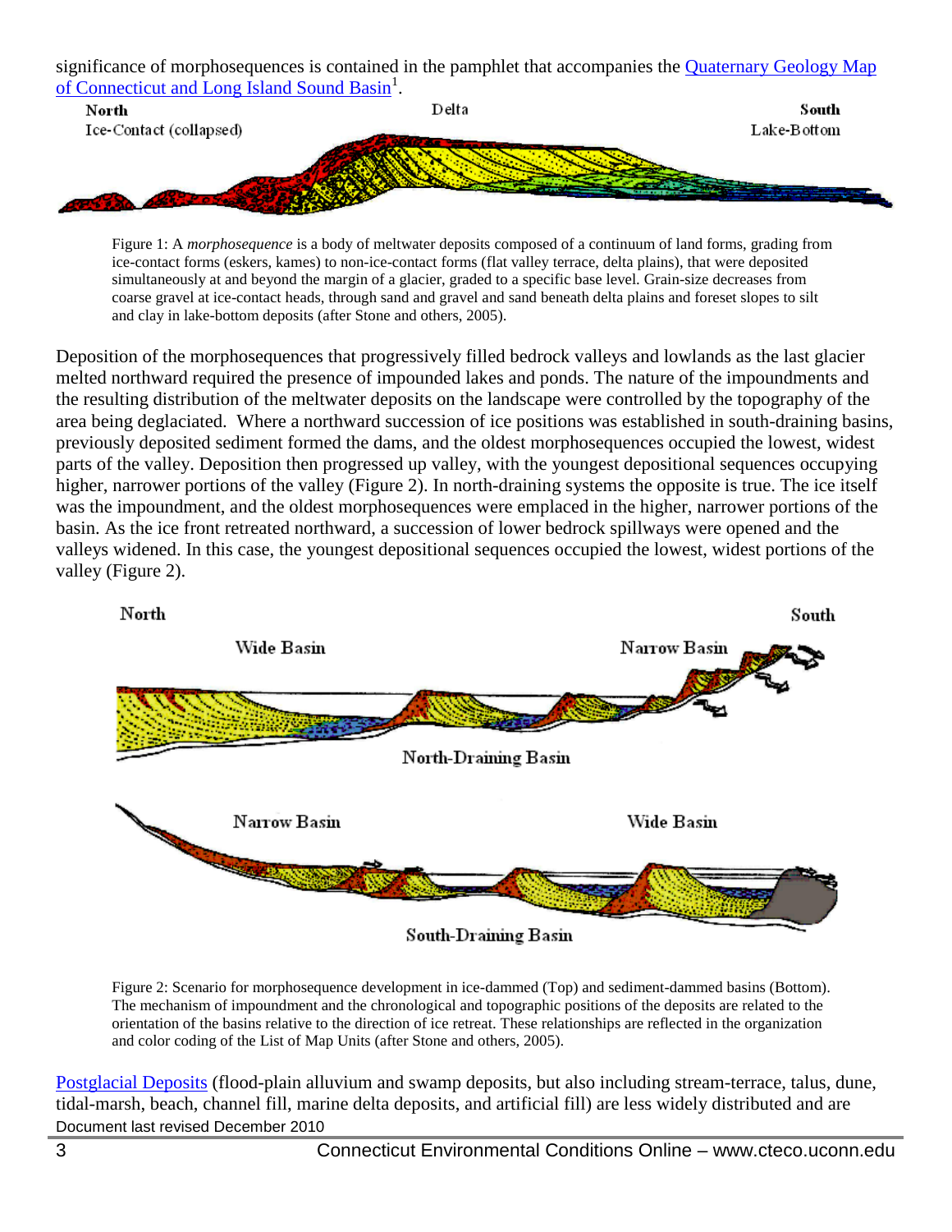significance of morphosequences is contained in the pamphlet that accompanies the [Quaternary Geology Map of Connecticut and Long Island Sound Basin][1].

Figure 1: A *morphosequence* is a body of meltwater deposits composed of a continuum of land forms, grading from ice-contact forms (eskers, kames) to non-ice-contact forms (flat valley terrace, delta plains), that were deposited simultaneously at and beyond the margin of a glacier, graded to a specific base level. Grain-size decreases from coarse gravel at ice-contact heads, through sand and gravel and sand beneath delta plains and foreset slopes to silt and clay in lake-bottom deposits (after Stone and others, 2005).

Deposition of the morphosequences that progressively filled bedrock valleys and lowlands as the last glacier melted northward required the presence of impounded lakes and ponds. The nature of the impoundments and the resulting distribution of the meltwater deposits on the landscape were controlled by the topography of the area being deglaciated. Where a northward succession of ice positions was established in south-draining basins, previously deposited sediment formed the dams, and the oldest morphosequences occupied the lowest, widest parts of the valley. Deposition then progressed up valley, with the youngest depositional sequences occupying higher, narrower portions of the valley (Figure 2). In north-draining systems the opposite is true. The ice itself was the impoundment, and the oldest morphosequences were emplaced in the higher, narrower portions of the basin. As the ice front retreated northward, a succession of lower bedrock spillways were opened and the valleys widened. In this case, the youngest depositional sequences occupied the lowest, widest portions of the valley (Figure 2).

Figure 2: Scenario for morphosequence development in ice-dammed (Top) and sediment-dammed basins (Bottom). The mechanism of impoundment and the chronological and topographic positions of the deposits are related to the orientation of the basins relative to the direction of ice retreat. These relationships are reflected in the organization and color coding of the List of Map Units (after Stone and others, 2005).

Postglacial Deposits (flood-plain alluvium and swamp deposits, but also including stream-terrace, talus, dune, tidal-marsh, beach, channel fill, marine delta deposits, and artificial fill) are less widely distributed and are

Document last revised December 2010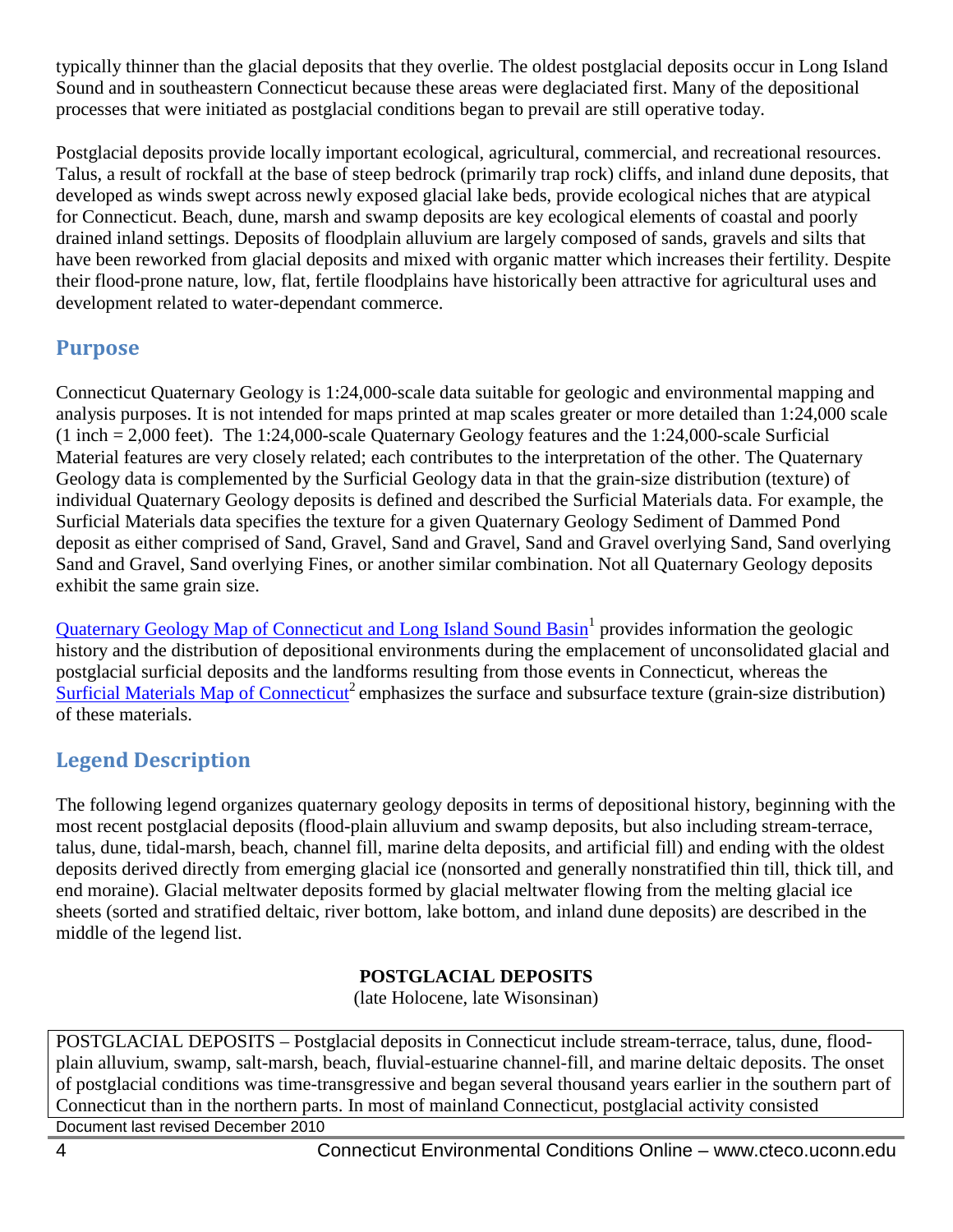typically thinner than the glacial deposits that they overlie. The oldest postglacial deposits occur in Long Island Sound and in southeastern Connecticut because these areas were deglaciated first. Many of the depositional processes that were initiated as postglacial conditions began to prevail are still operative today.

Postglacial deposits provide locally important ecological, agricultural, commercial, and recreational resources. Talus, a result of rockfall at the base of steep bedrock (primarily trap rock) cliffs, and inland dune deposits, that developed as winds swept across newly exposed glacial lake beds, provide ecological niches that are atypical for Connecticut. Beach, dune, marsh and swamp deposits are key ecological elements of coastal and poorly drained inland settings. Deposits of floodplain alluvium are largely composed of sands, gravels and silts that have been reworked from glacial deposits and mixed with organic matter which increases their fertility. Despite their flood-prone nature, low, flat, fertile floodplains have historically been attractive for agricultural uses and development related to water-dependant commerce.

## Purpose

Connecticut Quaternary Geology is 1:24,000-scale data suitable for geologic and environmental mapping and analysis purposes. It is not intended for maps printed at map scales greater or more detailed than 1:24,000 scale (1 inch = 2,000 feet). The 1:24,000-scale Quaternary Geology features and the 1:24,000-scale Surficial Material features are very closely related; each contributes to the interpretation of the other. The Quaternary Geology data is complemented by the Surficial Geology data in that the grain-size distribution (texture) of individual Quaternary Geology deposits is defined and described the Surficial Materials data. For example, the Surficial Materials data specifies the texture for a given Quaternary Geology Sediment of Dammed Pond deposit as either comprised of Sand, Gravel, Sand and Gravel, Sand and Gravel overlying Sand, Sand overlying Sand and Gravel, Sand overlying Fines, or another similar combination. Not all Quaternary Geology deposits exhibit the same grain size.

Quaternary Geology Map of Connecticut and Long Island Sound Basin[1] provides information the geologic history and the distribution of depositional environments during the emplacement of unconsolidated glacial and postglacial surficial deposits and the landforms resulting from those events in Connecticut, whereas the Surficial Materials Map of Connecticut[2] emphasizes the surface and subsurface texture (grain-size distribution) of these materials.

## Legend Description

The following legend organizes quaternary geology deposits in terms of depositional history, beginning with the most recent postglacial deposits (flood-plain alluvium and swamp deposits, but also including stream-terrace, talus, dune, tidal-marsh, beach, channel fill, marine delta deposits, and artificial fill) and ending with the oldest deposits derived directly from emerging glacial ice (nonsorted and generally nonstratified thin till, thick till, and end moraine). Glacial meltwater deposits formed by glacial meltwater flowing from the melting glacial ice sheets (sorted and stratified deltaic, river bottom, lake bottom, and inland dune deposits) are described in the middle of the legend list.

**POSTGLACIAL DEPOSITS**

(late Holocene, late Wisonsinan)

POSTGLACIAL DEPOSITS – Postglacial deposits in Connecticut include stream-terrace, talus, dune, flood-plain alluvium, swamp, salt-marsh, beach, fluvial-estuarine channel-fill, and marine deltaic deposits. The onset of postglacial conditions was time-transgressive and began several thousand years earlier in the southern part of Connecticut than in the northern parts. In most of mainland Connecticut, postglacial activity consisted

Document last revised December 2010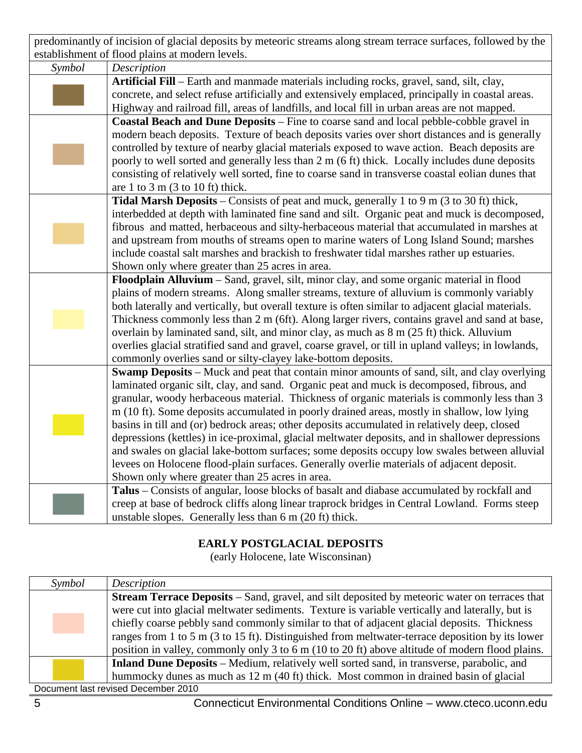predominantly of incision of glacial deposits by meteoric streams along stream terrace surfaces, followed by the establishment of flood plains at modern levels.

| *Symbol* | *Description* |
|---|---|
| | **Artificial Fill** – Earth and manmade materials including rocks, gravel, sand, silt, clay, concrete, and select refuse artificially and extensively emplaced, principally in coastal areas. Highway and railroad fill, areas of landfills, and local fill in urban areas are not mapped. |
| | **Coastal Beach and Dune Deposits** – Fine to coarse sand and local pebble-cobble gravel in modern beach deposits. Texture of beach deposits varies over short distances and is generally controlled by texture of nearby glacial materials exposed to wave action. Beach deposits are poorly to well sorted and generally less than 2 m (6 ft) thick. Locally includes dune deposits consisting of relatively well sorted, fine to coarse sand in transverse coastal eolian dunes that are 1 to 3 m (3 to 10 ft) thick. |
| | **Tidal Marsh Deposits** – Consists of peat and muck, generally 1 to 9 m (3 to 30 ft) thick, interbedded at depth with laminated fine sand and silt. Organic peat and muck is decomposed, fibrous and matted, herbaceous and silty-herbaceous material that accumulated in marshes at and upstream from mouths of streams open to marine waters of Long Island Sound; marshes include coastal salt marshes and brackish to freshwater tidal marshes rather up estuaries. Shown only where greater than 25 acres in area. |
| | **Floodplain Alluvium** – Sand, gravel, silt, minor clay, and some organic material in flood plains of modern streams. Along smaller streams, texture of alluvium is commonly variably both laterally and vertically, but overall texture is often similar to adjacent glacial materials. Thickness commonly less than 2 m (6ft). Along larger rivers, contains gravel and sand at base, overlain by laminated sand, silt, and minor clay, as much as 8 m (25 ft) thick. Alluvium overlies glacial stratified sand and gravel, coarse gravel, or till in upland valleys; in lowlands, commonly overlies sand or silty-clayey lake-bottom deposits. |
| | **Swamp Deposits** – Muck and peat that contain minor amounts of sand, silt, and clay overlying laminated organic silt, clay, and sand. Organic peat and muck is decomposed, fibrous, and granular, woody herbaceous material. Thickness of organic materials is commonly less than 3 m (10 ft). Some deposits accumulated in poorly drained areas, mostly in shallow, low lying basins in till and (or) bedrock areas; other deposits accumulated in relatively deep, closed depressions (kettles) in ice-proximal, glacial meltwater deposits, and in shallower depressions and swales on glacial lake-bottom surfaces; some deposits occupy low swales between alluvial levees on Holocene flood-plain surfaces. Generally overlie materials of adjacent deposit. Shown only where greater than 25 acres in area. |
| | **Talus** – Consists of angular, loose blocks of basalt and diabase accumulated by rockfall and creep at base of bedrock cliffs along linear traprock bridges in Central Lowland. Forms steep unstable slopes. Generally less than 6 m (20 ft) thick. |

## EARLY POSTGLACIAL DEPOSITS

(early Holocene, late Wisconsinan)

| *Symbol* | *Description* |
|---|---|
| | **Stream Terrace Deposits** – Sand, gravel, and silt deposited by meteoric water on terraces that were cut into glacial meltwater sediments. Texture is variable vertically and laterally, but is chiefly coarse pebbly sand commonly similar to that of adjacent glacial deposits. Thickness ranges from 1 to 5 m (3 to 15 ft). Distinguished from meltwater-terrace deposition by its lower position in valley, commonly only 3 to 6 m (10 to 20 ft) above altitude of modern flood plains. |
| | **Inland Dune Deposits** – Medium, relatively well sorted sand, in transverse, parabolic, and hummocky dunes as much as 12 m (40 ft) thick. Most common in drained basin of glacial |

Document last revised December 2010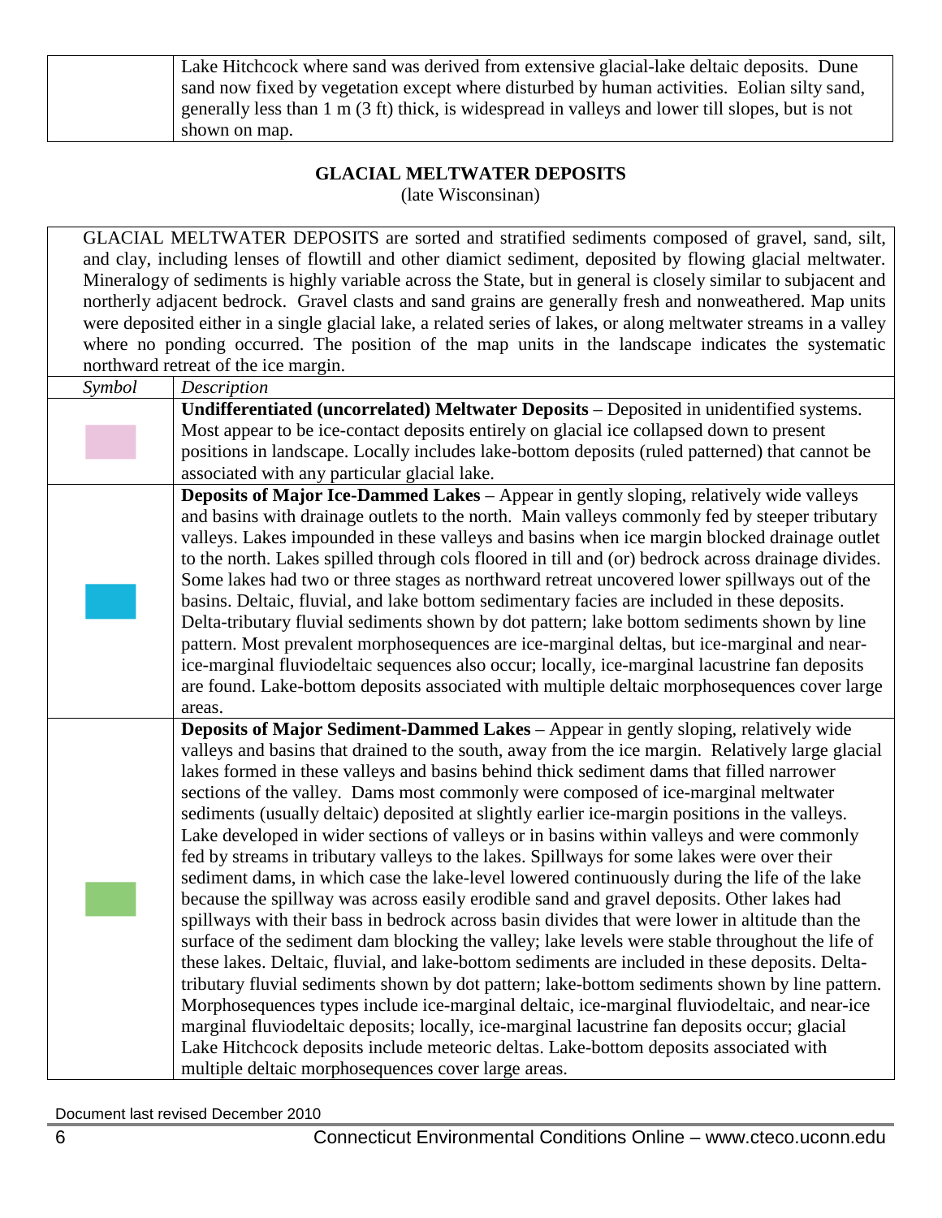| | |
|---|---|
| | Lake Hitchcock where sand was derived from extensive glacial-lake deltaic deposits. Dune sand now fixed by vegetation except where disturbed by human activities. Eolian silty sand, generally less than 1 m (3 ft) thick, is widespread in valleys and lower till slopes, but is not shown on map. |

## GLACIAL MELTWATER DEPOSITS

(late Wisconsinan)

GLACIAL MELTWATER DEPOSITS are sorted and stratified sediments composed of gravel, sand, silt, and clay, including lenses of flowtill and other diamict sediment, deposited by flowing glacial meltwater. Mineralogy of sediments is highly variable across the State, but in general is closely similar to subjacent and northerly adjacent bedrock. Gravel clasts and sand grains are generally fresh and nonweathered. Map units were deposited either in a single glacial lake, a related series of lakes, or along meltwater streams in a valley where no ponding occurred. The position of the map units in the landscape indicates the systematic northward retreat of the ice margin.

| *Symbol* | *Description* |
|---|---|
| | **Undifferentiated (uncorrelated) Meltwater Deposits** – Deposited in unidentified systems. Most appear to be ice-contact deposits entirely on glacial ice collapsed down to present positions in landscape. Locally includes lake-bottom deposits (ruled patterned) that cannot be associated with any particular glacial lake. |
| | **Deposits of Major Ice-Dammed Lakes** – Appear in gently sloping, relatively wide valleys and basins with drainage outlets to the north. Main valleys commonly fed by steeper tributary valleys. Lakes impounded in these valleys and basins when ice margin blocked drainage outlet to the north. Lakes spilled through cols floored in till and (or) bedrock across drainage divides. Some lakes had two or three stages as northward retreat uncovered lower spillways out of the basins. Deltaic, fluvial, and lake bottom sedimentary facies are included in these deposits. Delta-tributary fluvial sediments shown by dot pattern; lake bottom sediments shown by line pattern. Most prevalent morphosequences are ice-marginal deltas, but ice-marginal and near-ice-marginal fluviodeltaic sequences also occur; locally, ice-marginal lacustrine fan deposits are found. Lake-bottom deposits associated with multiple deltaic morphosequences cover large areas. |
| | **Deposits of Major Sediment-Dammed Lakes** – Appear in gently sloping, relatively wide valleys and basins that drained to the south, away from the ice margin. Relatively large glacial lakes formed in these valleys and basins behind thick sediment dams that filled narrower sections of the valley. Dams most commonly were composed of ice-marginal meltwater sediments (usually deltaic) deposited at slightly earlier ice-margin positions in the valleys. Lake developed in wider sections of valleys or in basins within valleys and were commonly fed by streams in tributary valleys to the lakes. Spillways for some lakes were over their sediment dams, in which case the lake-level lowered continuously during the life of the lake because the spillway was across easily erodible sand and gravel deposits. Other lakes had spillways with their bass in bedrock across basin divides that were lower in altitude than the surface of the sediment dam blocking the valley; lake levels were stable throughout the life of these lakes. Deltaic, fluvial, and lake-bottom sediments are included in these deposits. Delta-tributary fluvial sediments shown by dot pattern; lake-bottom sediments shown by line pattern. Morphosequences types include ice-marginal deltaic, ice-marginal fluviodeltaic, and near-ice marginal fluviodeltaic deposits; locally, ice-marginal lacustrine fan deposits occur; glacial Lake Hitchcock deposits include meteoric deltas. Lake-bottom deposits associated with multiple deltaic morphosequences cover large areas. |

Document last revised December 2010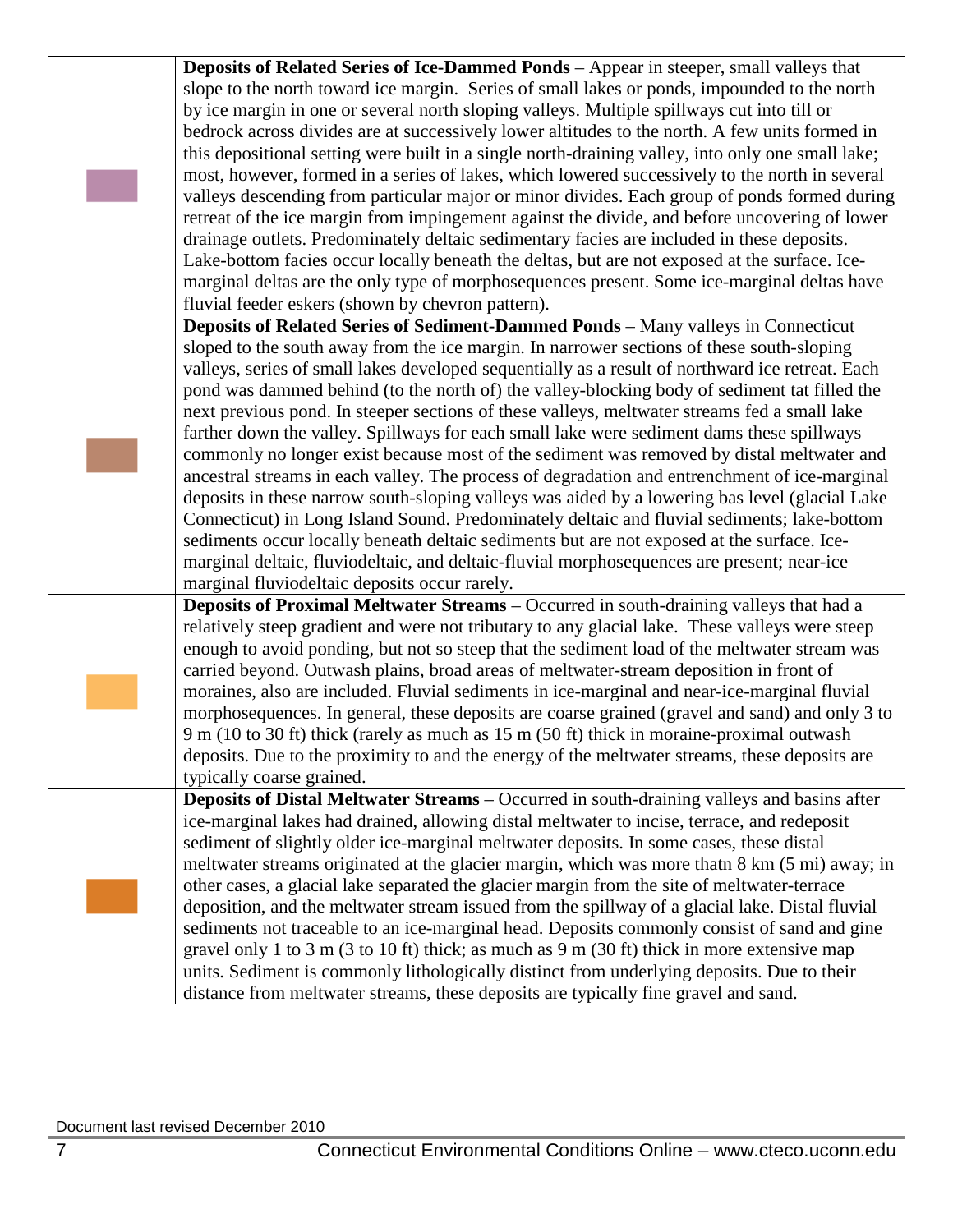| | |
|---|---|
| | **Deposits of Related Series of Ice-Dammed Ponds** – Appear in steeper, small valleys that slope to the north toward ice margin. Series of small lakes or ponds, impounded to the north by ice margin in one or several north sloping valleys. Multiple spillways cut into till or bedrock across divides are at successively lower altitudes to the north. A few units formed in this depositional setting were built in a single north-draining valley, into only one small lake; most, however, formed in a series of lakes, which lowered successively to the north in several valleys descending from particular major or minor divides. Each group of ponds formed during retreat of the ice margin from impingement against the divide, and before uncovering of lower drainage outlets. Predominately deltaic sedimentary facies are included in these deposits. Lake-bottom facies occur locally beneath the deltas, but are not exposed at the surface. Ice-marginal deltas are the only type of morphosequences present. Some ice-marginal deltas have fluvial feeder eskers (shown by chevron pattern). |
| | **Deposits of Related Series of Sediment-Dammed Ponds** – Many valleys in Connecticut sloped to the south away from the ice margin. In narrower sections of these south-sloping valleys, series of small lakes developed sequentially as a result of northward ice retreat. Each pond was dammed behind (to the north of) the valley-blocking body of sediment tat filled the next previous pond. In steeper sections of these valleys, meltwater streams fed a small lake farther down the valley. Spillways for each small lake were sediment dams these spillways commonly no longer exist because most of the sediment was removed by distal meltwater and ancestral streams in each valley. The process of degradation and entrenchment of ice-marginal deposits in these narrow south-sloping valleys was aided by a lowering bas level (glacial Lake Connecticut) in Long Island Sound. Predominately deltaic and fluvial sediments; lake-bottom sediments occur locally beneath deltaic sediments but are not exposed at the surface. Ice-marginal deltaic, fluviodeltaic, and deltaic-fluvial morphosequences are present; near-ice marginal fluviodeltaic deposits occur rarely. |
| | **Deposits of Proximal Meltwater Streams** – Occurred in south-draining valleys that had a relatively steep gradient and were not tributary to any glacial lake. These valleys were steep enough to avoid ponding, but not so steep that the sediment load of the meltwater stream was carried beyond. Outwash plains, broad areas of meltwater-stream deposition in front of moraines, also are included. Fluvial sediments in ice-marginal and near-ice-marginal fluvial morphosequences. In general, these deposits are coarse grained (gravel and sand) and only 3 to 9 m (10 to 30 ft) thick (rarely as much as 15 m (50 ft) thick in moraine-proximal outwash deposits. Due to the proximity to and the energy of the meltwater streams, these deposits are typically coarse grained. |
| | **Deposits of Distal Meltwater Streams** – Occurred in south-draining valleys and basins after ice-marginal lakes had drained, allowing distal meltwater to incise, terrace, and redeposit sediment of slightly older ice-marginal meltwater deposits. In some cases, these distal meltwater streams originated at the glacier margin, which was more thatn 8 km (5 mi) away; in other cases, a glacial lake separated the glacier margin from the site of meltwater-terrace deposition, and the meltwater stream issued from the spillway of a glacial lake. Distal fluvial sediments not traceable to an ice-marginal head. Deposits commonly consist of sand and gine gravel only 1 to 3 m (3 to 10 ft) thick; as much as 9 m (30 ft) thick in more extensive map units. Sediment is commonly lithologically distinct from underlying deposits. Due to their distance from meltwater streams, these deposits are typically fine gravel and sand. |

Document last revised December 2010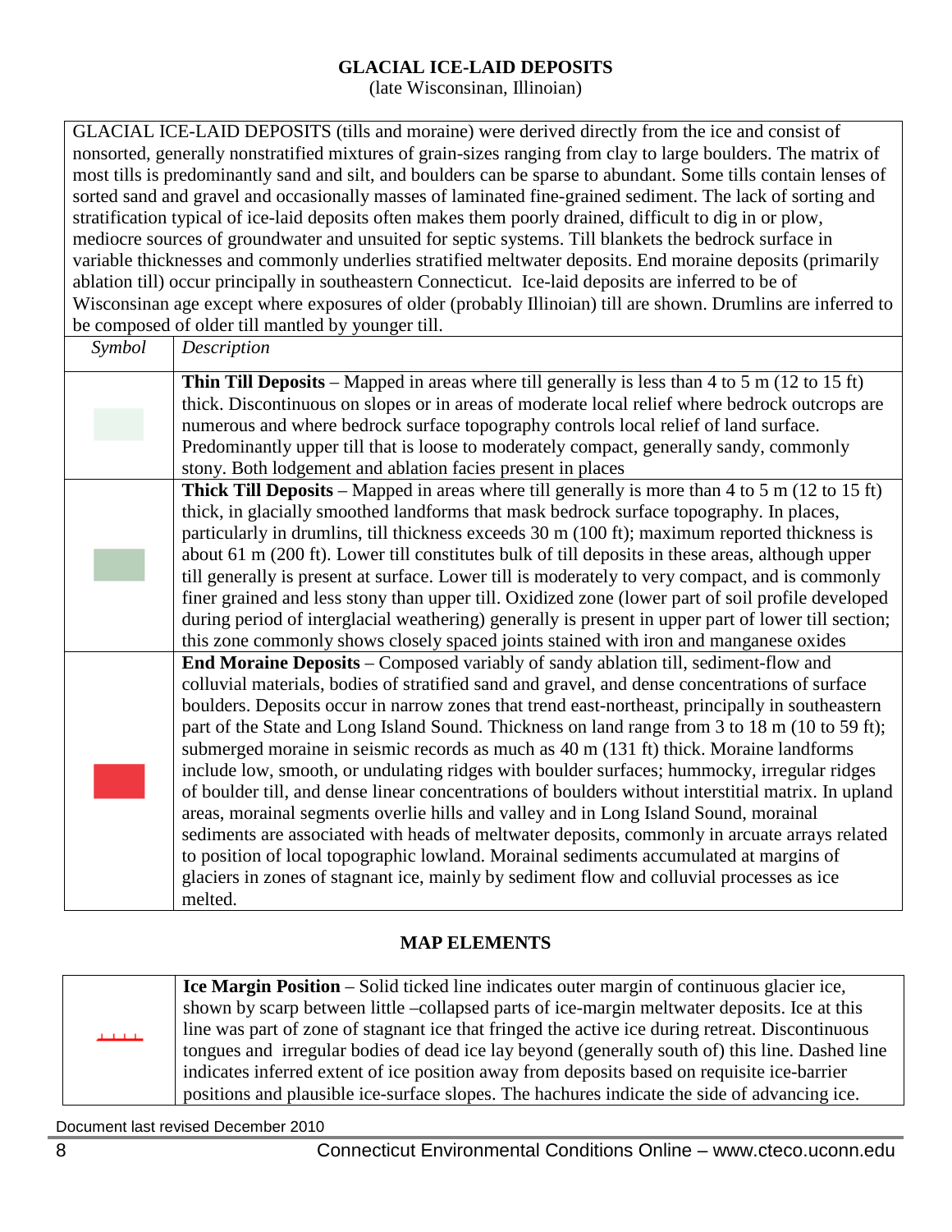## GLACIAL ICE-LAID DEPOSITS

(late Wisconsinan, Illinoian)

GLACIAL ICE-LAID DEPOSITS (tills and moraine) were derived directly from the ice and consist of nonsorted, generally nonstratified mixtures of grain-sizes ranging from clay to large boulders. The matrix of most tills is predominantly sand and silt, and boulders can be sparse to abundant. Some tills contain lenses of sorted sand and gravel and occasionally masses of laminated fine-grained sediment. The lack of sorting and stratification typical of ice-laid deposits often makes them poorly drained, difficult to dig in or plow, mediocre sources of groundwater and unsuited for septic systems. Till blankets the bedrock surface in variable thicknesses and commonly underlies stratified meltwater deposits. End moraine deposits (primarily ablation till) occur principally in southeastern Connecticut. Ice-laid deposits are inferred to be of Wisconsinan age except where exposures of older (probably Illinoian) till are shown. Drumlins are inferred to be composed of older till mantled by younger till.

| *Symbol* | *Description* |
|---|---|
| | **Thin Till Deposits** – Mapped in areas where till generally is less than 4 to 5 m (12 to 15 ft) thick. Discontinuous on slopes or in areas of moderate local relief where bedrock outcrops are numerous and where bedrock surface topography controls local relief of land surface. Predominantly upper till that is loose to moderately compact, generally sandy, commonly stony. Both lodgement and ablation facies present in places |
| | **Thick Till Deposits** – Mapped in areas where till generally is more than 4 to 5 m (12 to 15 ft) thick, in glacially smoothed landforms that mask bedrock surface topography. In places, particularly in drumlins, till thickness exceeds 30 m (100 ft); maximum reported thickness is about 61 m (200 ft). Lower till constitutes bulk of till deposits in these areas, although upper till generally is present at surface. Lower till is moderately to very compact, and is commonly finer grained and less stony than upper till. Oxidized zone (lower part of soil profile developed during period of interglacial weathering) generally is present in upper part of lower till section; this zone commonly shows closely spaced joints stained with iron and manganese oxides |
| | **End Moraine Deposits** – Composed variably of sandy ablation till, sediment-flow and colluvial materials, bodies of stratified sand and gravel, and dense concentrations of surface boulders. Deposits occur in narrow zones that trend east-northeast, principally in southeastern part of the State and Long Island Sound. Thickness on land range from 3 to 18 m (10 to 59 ft); submerged moraine in seismic records as much as 40 m (131 ft) thick. Moraine landforms include low, smooth, or undulating ridges with boulder surfaces; hummocky, irregular ridges of boulder till, and dense linear concentrations of boulders without interstitial matrix. In upland areas, morainal segments overlie hills and valley and in Long Island Sound, morainal sediments are associated with heads of meltwater deposits, commonly in arcuate arrays related to position of local topographic lowland. Morainal sediments accumulated at margins of glaciers in zones of stagnant ice, mainly by sediment flow and colluvial processes as ice melted. |

## MAP ELEMENTS

| | |
|---|---|
| | **Ice Margin Position** – Solid ticked line indicates outer margin of continuous glacier ice, shown by scarp between little –collapsed parts of ice-margin meltwater deposits. Ice at this line was part of zone of stagnant ice that fringed the active ice during retreat. Discontinuous tongues and irregular bodies of dead ice lay beyond (generally south of) this line. Dashed line indicates inferred extent of ice position away from deposits based on requisite ice-barrier positions and plausible ice-surface slopes. The hachures indicate the side of advancing ice. |

Document last revised December 2010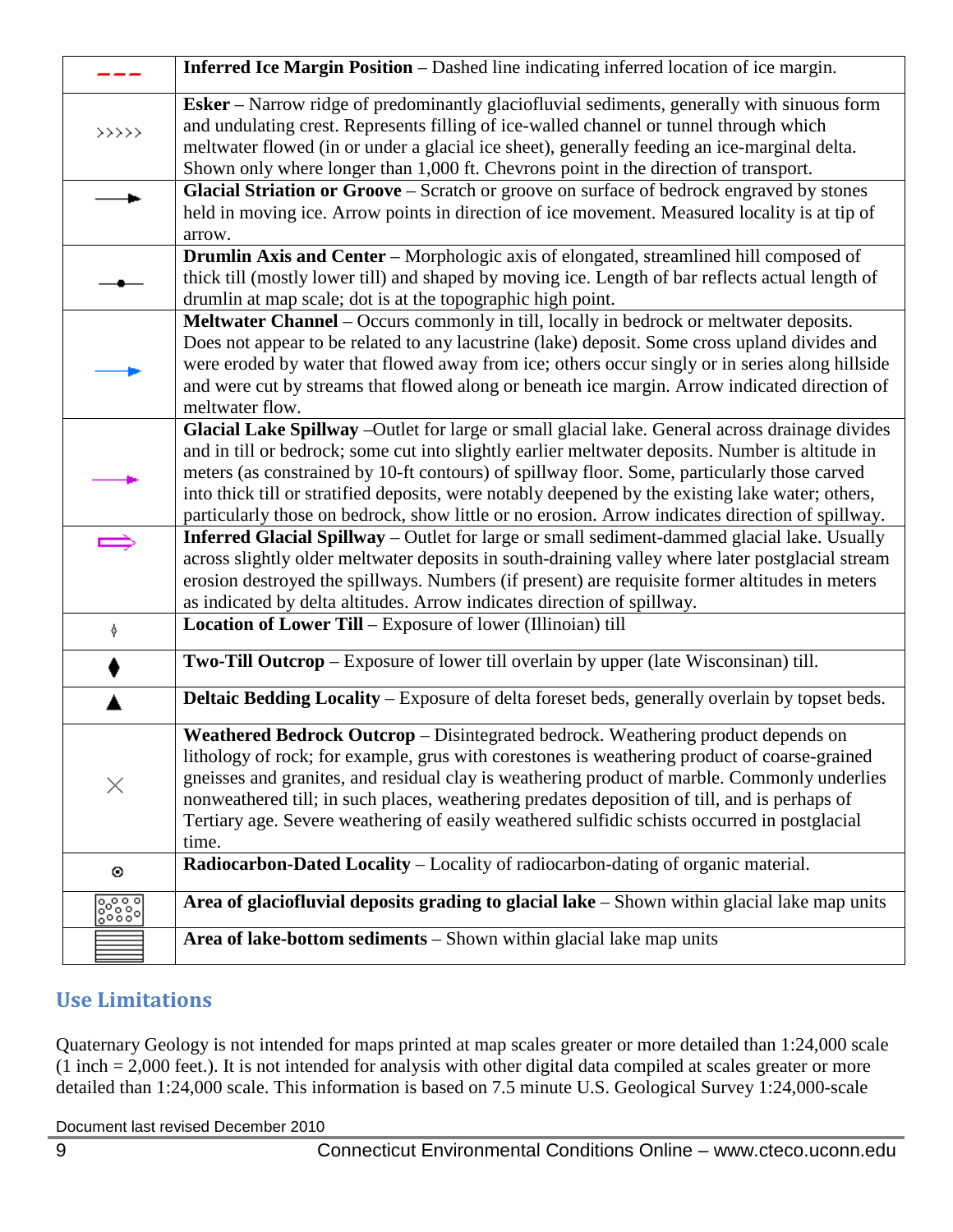| Symbol | Description |
| --- | --- |
| – – – | **Inferred Ice Margin Position** – Dashed line indicating inferred location of ice margin. |
| >>>>> | **Esker** – Narrow ridge of predominantly glaciofluvial sediments, generally with sinuous form and undulating crest. Represents filling of ice-walled channel or tunnel through which meltwater flowed (in or under a glacial ice sheet), generally feeding an ice-marginal delta. Shown only where longer than 1,000 ft. Chevrons point in the direction of transport. |
| ——► | **Glacial Striation or Groove** – Scratch or groove on surface of bedrock engraved by stones held in moving ice. Arrow points in direction of ice movement. Measured locality is at tip of arrow. |
| —●— | **Drumlin Axis and Center** – Morphologic axis of elongated, streamlined hill composed of thick till (mostly lower till) and shaped by moving ice. Length of bar reflects actual length of drumlin at map scale; dot is at the topographic high point. |
| ——► | **Meltwater Channel** – Occurs commonly in till, locally in bedrock or meltwater deposits. Does not appear to be related to any lacustrine (lake) deposit. Some cross upland divides and were eroded by water that flowed away from ice; others occur singly or in series along hillside and were cut by streams that flowed along or beneath ice margin. Arrow indicated direction of meltwater flow. |
| ——► | **Glacial Lake Spillway** –Outlet for large or small glacial lake. General across drainage divides and in till or bedrock; some cut into slightly earlier meltwater deposits. Number is altitude in meters (as constrained by 10-ft contours) of spillway floor. Some, particularly those carved into thick till or stratified deposits, were notably deepened by the existing lake water; others, particularly those on bedrock, show little or no erosion. Arrow indicates direction of spillway. |
| ⇨ | **Inferred Glacial Spillway** – Outlet for large or small sediment-dammed glacial lake. Usually across slightly older meltwater deposits in south-draining valley where later postglacial stream erosion destroyed the spillways. Numbers (if present) are requisite former altitudes in meters as indicated by delta altitudes. Arrow indicates direction of spillway. |
| ◊ | **Location of Lower Till** – Exposure of lower (Illinoian) till |
| ♦ | **Two-Till Outcrop** – Exposure of lower till overlain by upper (late Wisconsinan) till. |
| ▲ | **Deltaic Bedding Locality** – Exposure of delta foreset beds, generally overlain by topset beds. |
| × | **Weathered Bedrock Outcrop** – Disintegrated bedrock. Weathering product depends on lithology of rock; for example, grus with corestones is weathering product of coarse-grained gneisses and granites, and residual clay is weathering product of marble. Commonly underlies nonweathered till; in such places, weathering predates deposition of till, and is perhaps of Tertiary age. Severe weathering of easily weathered sulfidic schists occurred in postglacial time. |
| ⊙ | **Radiocarbon-Dated Locality** – Locality of radiocarbon-dating of organic material. |
| (stippled pattern) | **Area of glaciofluvial deposits grading to glacial lake** – Shown within glacial lake map units |
| (lined pattern) | **Area of lake-bottom sediments** – Shown within glacial lake map units |

## Use Limitations

Quaternary Geology is not intended for maps printed at map scales greater or more detailed than 1:24,000 scale (1 inch = 2,000 feet.). It is not intended for analysis with other digital data compiled at scales greater or more detailed than 1:24,000 scale. This information is based on 7.5 minute U.S. Geological Survey 1:24,000-scale

Document last revised December 2010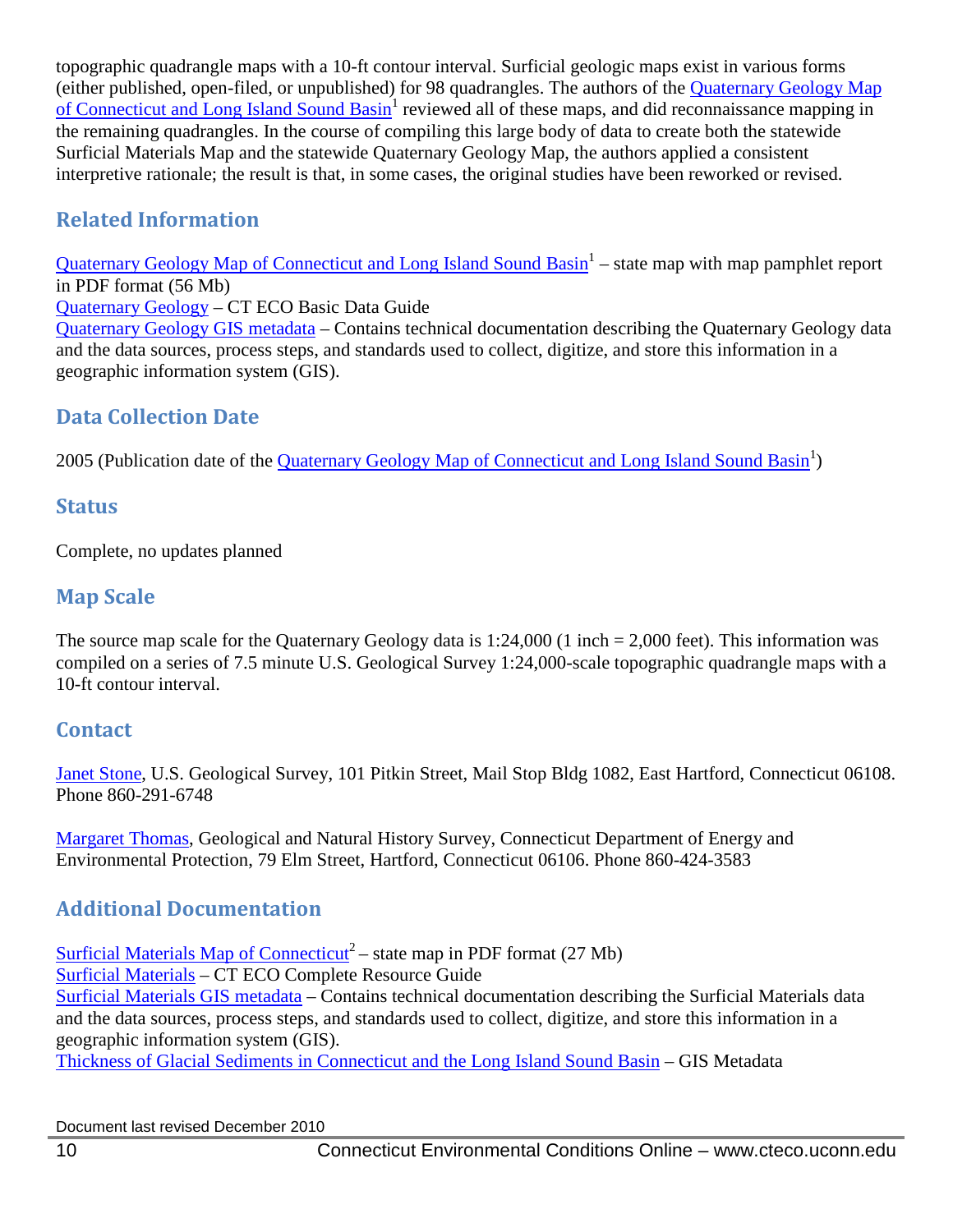topographic quadrangle maps with a 10-ft contour interval. Surficial geologic maps exist in various forms (either published, open-filed, or unpublished) for 98 quadrangles. The authors of the Quaternary Geology Map of Connecticut and Long Island Sound Basin[1] reviewed all of these maps, and did reconnaissance mapping in the remaining quadrangles. In the course of compiling this large body of data to create both the statewide Surficial Materials Map and the statewide Quaternary Geology Map, the authors applied a consistent interpretive rationale; the result is that, in some cases, the original studies have been reworked or revised.

## Related Information

Quaternary Geology Map of Connecticut and Long Island Sound Basin[1] – state map with map pamphlet report in PDF format (56 Mb)
Quaternary Geology – CT ECO Basic Data Guide
Quaternary Geology GIS metadata – Contains technical documentation describing the Quaternary Geology data and the data sources, process steps, and standards used to collect, digitize, and store this information in a geographic information system (GIS).

## Data Collection Date

2005 (Publication date of the Quaternary Geology Map of Connecticut and Long Island Sound Basin[1])

## Status

Complete, no updates planned

## Map Scale

The source map scale for the Quaternary Geology data is 1:24,000 (1 inch = 2,000 feet). This information was compiled on a series of 7.5 minute U.S. Geological Survey 1:24,000-scale topographic quadrangle maps with a 10-ft contour interval.

## Contact

Janet Stone, U.S. Geological Survey, 101 Pitkin Street, Mail Stop Bldg 1082, East Hartford, Connecticut 06108. Phone 860-291-6748

Margaret Thomas, Geological and Natural History Survey, Connecticut Department of Energy and Environmental Protection, 79 Elm Street, Hartford, Connecticut 06106. Phone 860-424-3583

## Additional Documentation

Surficial Materials Map of Connecticut[2] – state map in PDF format (27 Mb)
Surficial Materials – CT ECO Complete Resource Guide
Surficial Materials GIS metadata – Contains technical documentation describing the Surficial Materials data and the data sources, process steps, and standards used to collect, digitize, and store this information in a geographic information system (GIS).
Thickness of Glacial Sediments in Connecticut and the Long Island Sound Basin – GIS Metadata

Document last revised December 2010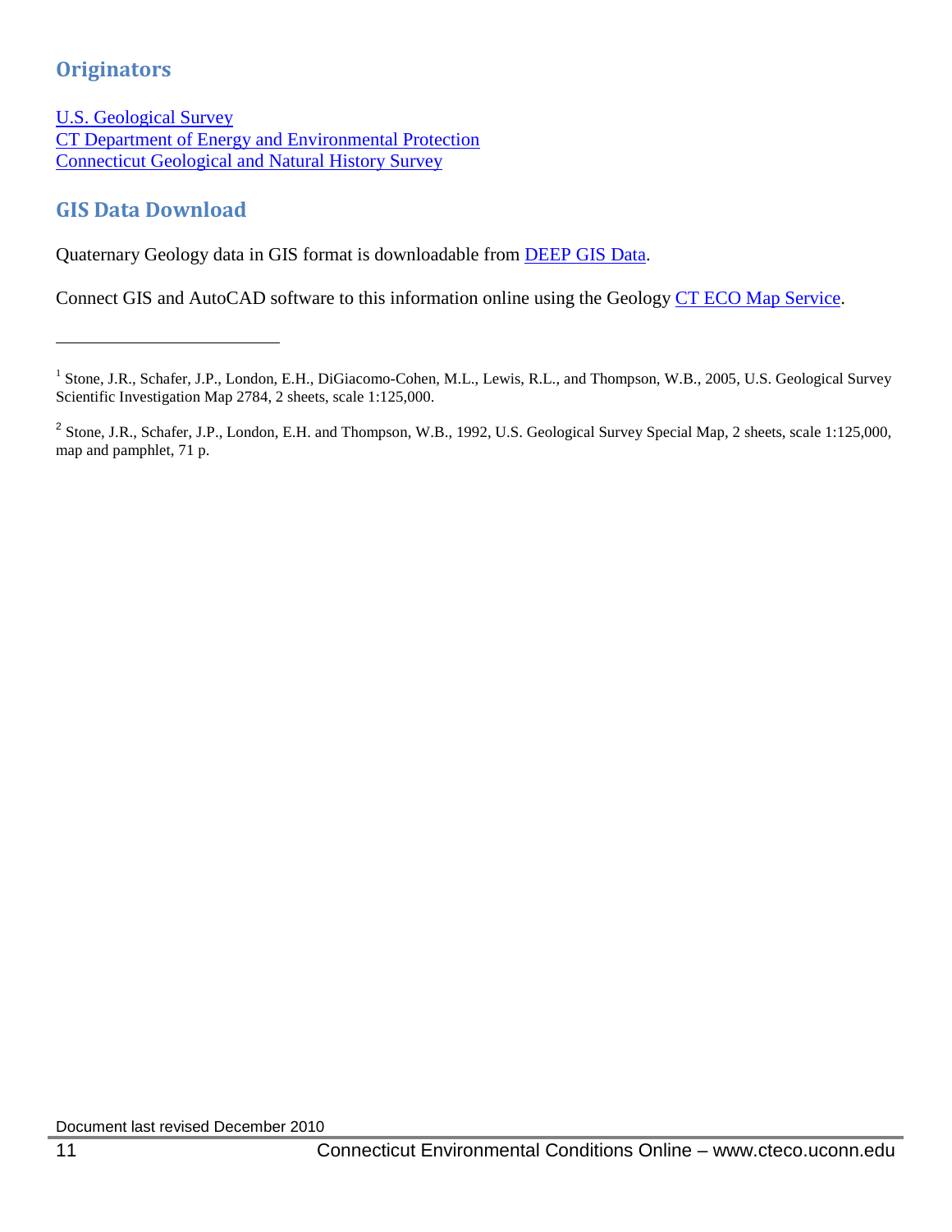## Originators

U.S. Geological Survey
CT Department of Energy and Environmental Protection
Connecticut Geological and Natural History Survey

## GIS Data Download

Quaternary Geology data in GIS format is downloadable from DEEP GIS Data.

Connect GIS and AutoCAD software to this information online using the Geology CT ECO Map Service.

---

[1] Stone, J.R., Schafer, J.P., London, E.H., DiGiacomo-Cohen, M.L., Lewis, R.L., and Thompson, W.B., 2005, U.S. Geological Survey Scientific Investigation Map 2784, 2 sheets, scale 1:125,000.

[2] Stone, J.R., Schafer, J.P., London, E.H. and Thompson, W.B., 1992, U.S. Geological Survey Special Map, 2 sheets, scale 1:125,000, map and pamphlet, 71 p.

Document last revised December 2010